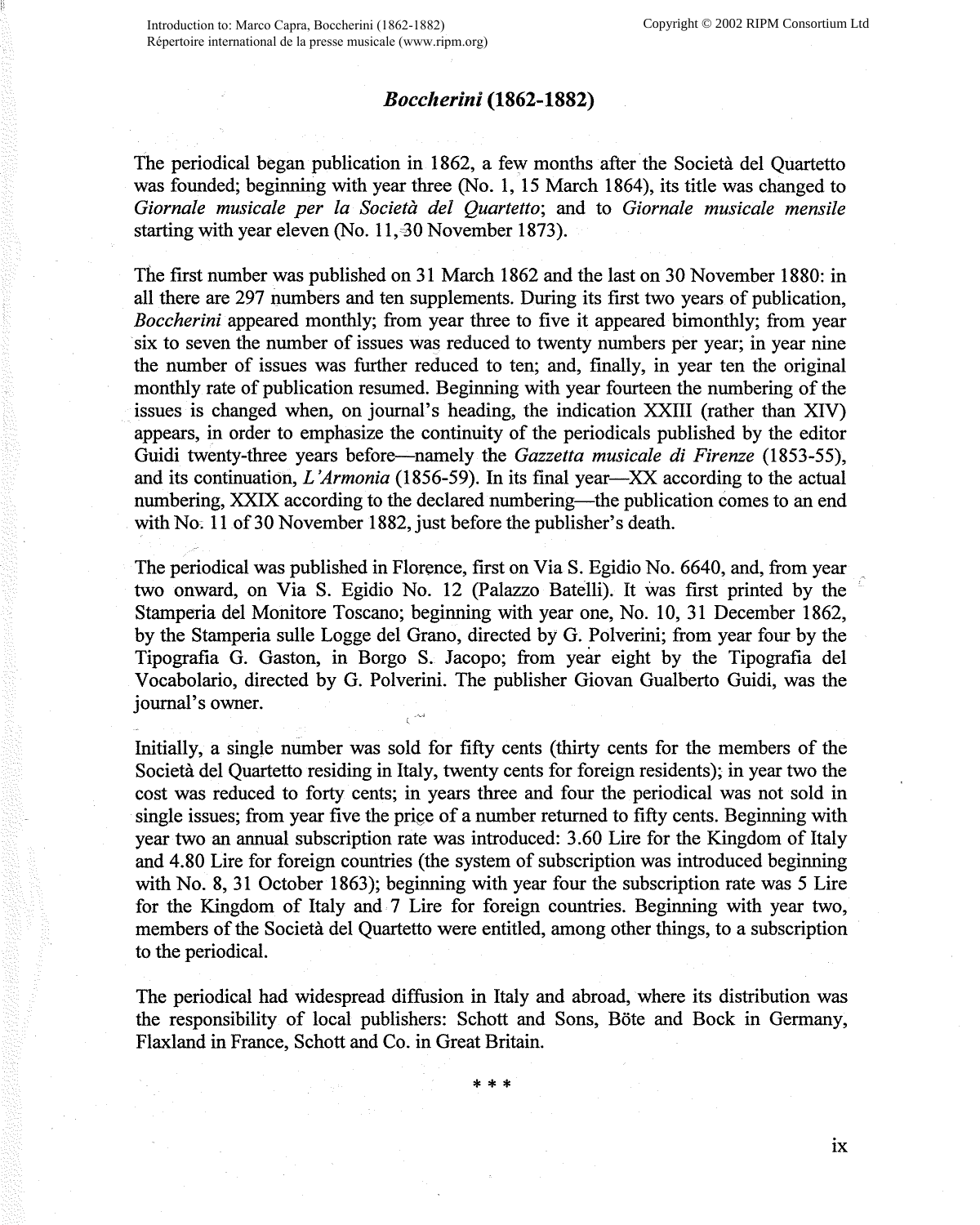# *Boccherini* (1862-1882)

The periodical began publication in 1862, a few months after the Società del Quartetto was founded; beginning with year three (No. 1, 15 March 1864), its title was changed to *Giornale musicale per la Società del Quartetto*; and to *Giornale musicale mensile* starting with year eleven (No. 11, 30 November 1873).

The first number was published on 31 March 1862 and the last on 30 November 1880: in all there are 297 numbers and ten supplements. During its first two years of publication, *Boccherini* appeared monthly; from year three to five it appeared bimonthly; from year six to seven the number of issues was reduced to twenty numbers per year; in year nine the number of issues was further reduced to ten; and, finally, in year ten the original monthly rate of publication resumed. Beginning with year fourteen the numbering of the issues is changed when, on journal's heading, the indication XXIII (rather than XIV) appears, in order to emphasize the continuity of the periodicals published by the editor Guidi twenty-three years before—namely the *Gazzetta musicale di Firenze* (1853-55), and its continuation, *L'Armonia* (1856-59). In its final year—XX according to the actual numbering, XXIX according to the declared numbering—the publication comes to an end with No. 11 of 30 November 1882, just before the publisher's death.

The periodical was published in Florence, first on Via S. Egidio No. 6640, and, from year two onward, on Via S. Egidio No. 12 (Palazzo Batelli). It was first printed by the Stamperia del Monitore Toscano; beginning with year one, No. 10, 31 December 1862, by the Stamperia sulle Logge del Grano, directed by G. Polverini; from year four by the Tipografia G. Gaston, in Borgo S. Jacopo; from year eight by the Tipografia del Vocabolario, directed by G. Polverini. The publisher Giovan Gualberto Guidi, was the journal's owner.

Initially, a single number was sold for fifty cents (thirty cents for the members of the Società del Quartetto residing in Italy, twenty cents for foreign residents); in year two the cost was reduced to forty cents; in years three and four the periodical was not sold in single issues; from year five the price of a number returned to fifty cents. Beginning with year two an annual subscription rate was introduced: 3.60 Lire for the Kingdom of Italy and 4.80 Lire for foreign countries (the system of subscription was introduced beginning with No. 8, 31 October 1863); beginning with year four the subscription rate was 5 Lire for the Kingdom of Italy and 7 Lire for foreign countries. Beginning with year two, members of the Società del Quartetto were entitled, among other things, to a subscription to the periodical.

The periodical had widespread diffusion in Italy and abroad, where its distribution was the responsibility of local publishers: Schott and Sons, Böte and Bock in Germany, Flaxland in France, Schott and Co. in Great Britain.

\* \* \*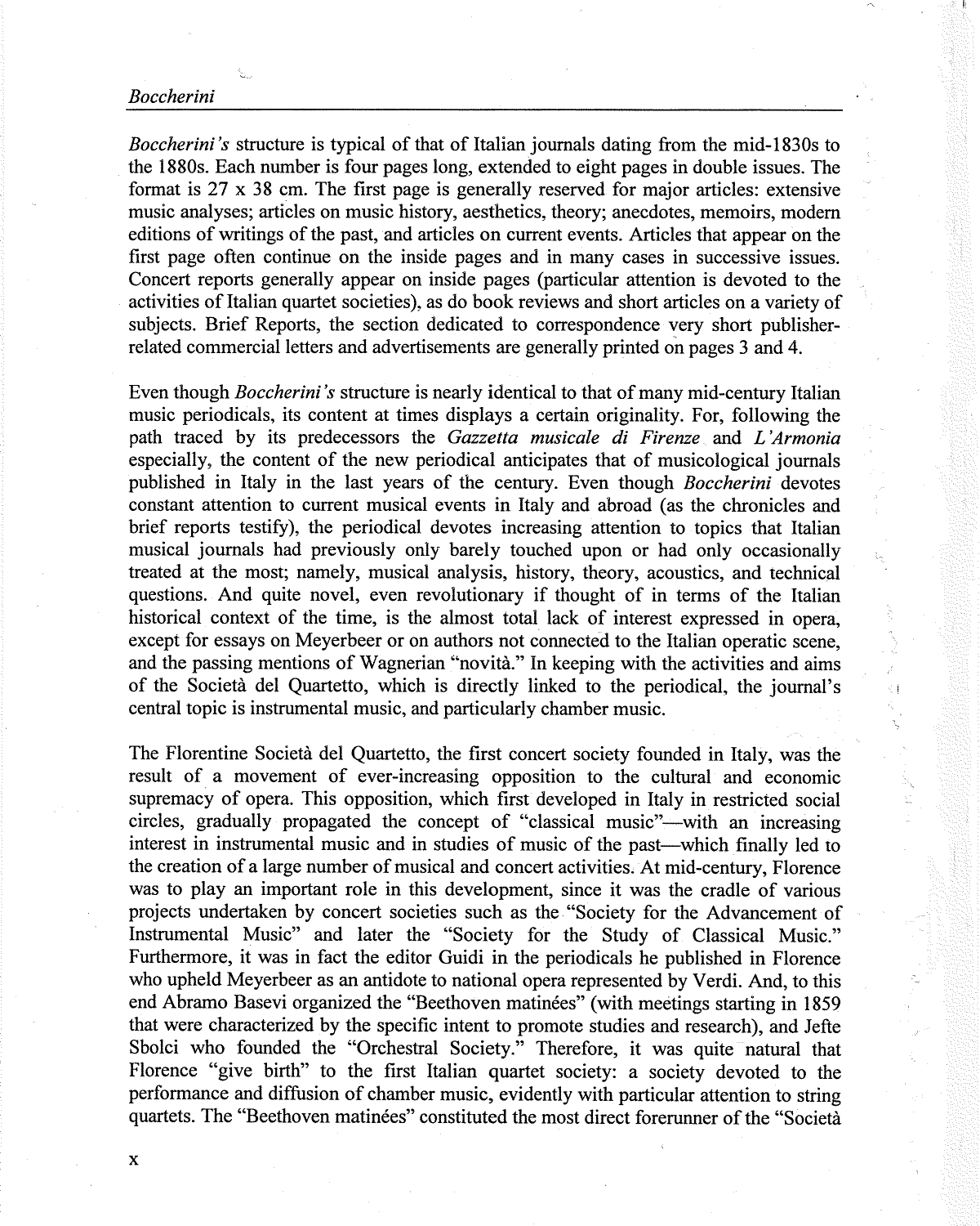*Boccherini's* structure is typical of that of Italian journals dating from the mid-1830s to the 1880s. Each number is four pages long, extended to eight pages in double issues. The format is 27 x 38 cm. The first page is generally reserved for major articles: extensive music analyses; articles on music history, aesthetics, theory; anecdotes, memoirs, modern editions of writings of the past, and articles on current events. Articles that appear on the first page often continue on the inside pages and in many cases in successive issues. Concert reports generally appear on inside pages (particular attention is devoted to the activities of Italian quartet societies), as do book reviews and short articles on a variety of subjects. Brief Reports, the section dedicated to correspondence very short publisher-related commercial letters and advertisements are generally printed on pages 3 and 4.

Even though *Boccherini's* structure is nearly identical to that of many mid-century Italian music periodicals, its content at times displays a certain originality. For, following the path traced by its predecessors the *Gazzetta musicale di Firenze* and *L'Armonia* especially, the content of the new periodical anticipates that of musicological journals published in Italy in the last years of the century. Even though *Boccherini* devotes constant attention to current musical events in Italy and abroad (as the chronicles and brief reports testify), the periodical devotes increasing attention to topics that Italian musical journals had previously only barely touched upon or had only occasionally treated at the most; namely, musical analysis, history, theory, acoustics, and technical questions. And quite novel, even revolutionary if thought of in terms of the Italian historical context of the time, is the almost total lack of interest expressed in opera, except for essays on Meyerbeer or on authors not connected to the Italian operatic scene, and the passing mentions of Wagnerian "novità." In keeping with the activities and aims of the Società del Quartetto, which is directly linked to the periodical, the journal's central topic is instrumental music, and particularly chamber music.

The Florentine Società del Quartetto, the first concert society founded in Italy, was the result of a movement of ever-increasing opposition to the cultural and economic supremacy of opera. This opposition, which first developed in Italy in restricted social circles, gradually propagated the concept of "classical music"—with an increasing interest in instrumental music and in studies of music of the past—which finally led to the creation of a large number of musical and concert activities. At mid-century, Florence was to play an important role in this development, since it was the cradle of various projects undertaken by concert societies such as the "Society for the Advancement of Instrumental Music" and later the "Society for the Study of Classical Music." Furthermore, it was in fact the editor Guidi in the periodicals he published in Florence who upheld Meyerbeer as an antidote to national opera represented by Verdi. And, to this end Abramo Basevi organized the "Beethoven matinées" (with meetings starting in 1859 that were characterized by the specific intent to promote studies and research), and Jefte Sbolci who founded the "Orchestral Society." Therefore, it was quite natural that Florence "give birth" to the first Italian quartet society: a society devoted to the performance and diffusion of chamber music, evidently with particular attention to string quartets. The "Beethoven matinées" constituted the most direct forerunner of the "Società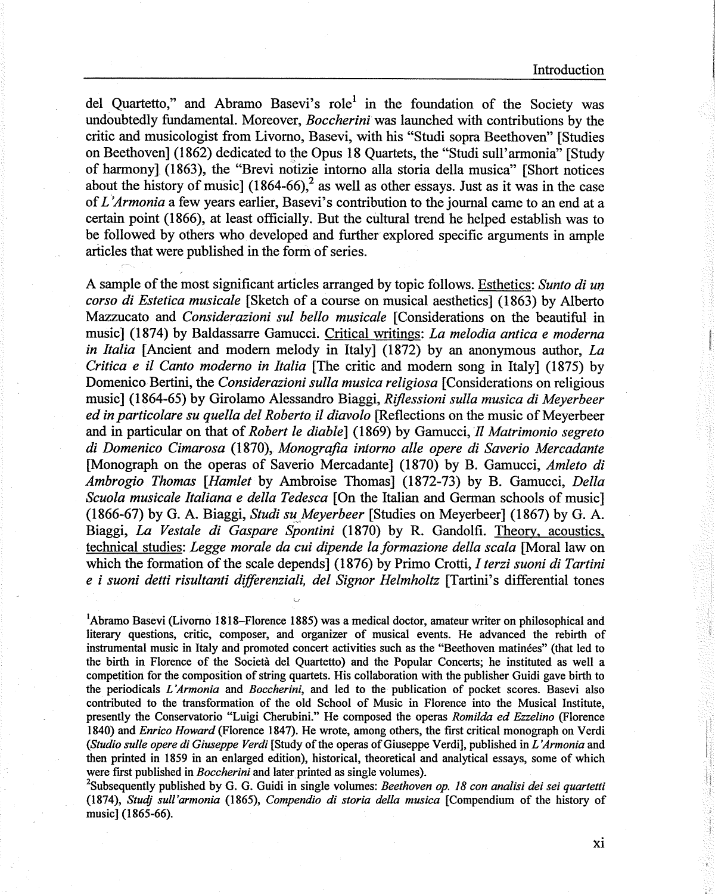del Quartetto," and Abramo Basevi's role[1] in the foundation of the Society was undoubtedly fundamental. Moreover, *Boccherini* was launched with contributions by the critic and musicologist from Livorno, Basevi, with his "Studi sopra Beethoven" [Studies on Beethoven] (1862) dedicated to the Opus 18 Quartets, the "Studi sull'armonia" [Study of harmony] (1863), the "Brevi notizie intorno alla storia della musica" [Short notices about the history of music] (1864-66),[2] as well as other essays. Just as it was in the case of *L'Armonia* a few years earlier, Basevi's contribution to the journal came to an end at a certain point (1866), at least officially. But the cultural trend he helped establish was to be followed by others who developed and further explored specific arguments in ample articles that were published in the form of series.

A sample of the most significant articles arranged by topic follows. <u>Esthetics</u>: *Sunto di un corso di Estetica musicale* [Sketch of a course on musical aesthetics] (1863) by Alberto Mazzucato and *Considerazioni sul bello musicale* [Considerations on the beautiful in music] (1874) by Baldassarre Gamucci. <u>Critical writings</u>: *La melodia antica e moderna in Italia* [Ancient and modern melody in Italy] (1872) by an anonymous author, *La Critica e il Canto moderno in Italia* [The critic and modern song in Italy] (1875) by Domenico Bertini, the *Considerazioni sulla musica religiosa* [Considerations on religious music] (1864-65) by Girolamo Alessandro Biaggi, *Riflessioni sulla musica di Meyerbeer ed in particolare su quella del Roberto il diavolo* [Reflections on the music of Meyerbeer and in particular on that of *Robert le diable*] (1869) by Gamucci, *Il Matrimonio segreto di Domenico Cimarosa* (1870), *Monografia intorno alle opere di Saverio Mercadante* [Monograph on the operas of Saverio Mercadante] (1870) by B. Gamucci, *Amleto di Ambrogio Thomas* [*Hamlet* by Ambroise Thomas] (1872-73) by B. Gamucci, *Della Scuola musicale Italiana e della Tedesca* [On the Italian and German schools of music] (1866-67) by G. A. Biaggi, *Studi su Meyerbeer* [Studies on Meyerbeer] (1867) by G. A. Biaggi, *La Vestale di Gaspare Spontini* (1870) by R. Gandolfi. <u>Theory, acoustics, technical studies</u>: *Legge morale da cui dipende la formazione della scala* [Moral law on which the formation of the scale depends] (1876) by Primo Crotti, *I terzi suoni di Tartini e i suoni detti risultanti differenziali, del Signor Helmholtz* [Tartini's differential tones

[1] Abramo Basevi (Livorno 1818–Florence 1885) was a medical doctor, amateur writer on philosophical and literary questions, critic, composer, and organizer of musical events. He advanced the rebirth of instrumental music in Italy and promoted concert activities such as the "Beethoven matinées" (that led to the birth in Florence of the Società del Quartetto) and the Popular Concerts; he instituted as well a competition for the composition of string quartets. His collaboration with the publisher Guidi gave birth to the periodicals *L'Armonia* and *Boccherini*, and led to the publication of pocket scores. Basevi also contributed to the transformation of the old School of Music in Florence into the Musical Institute, presently the Conservatorio "Luigi Cherubini." He composed the operas *Romilda ed Ezzelino* (Florence 1840) and *Enrico Howard* (Florence 1847). He wrote, among others, the first critical monograph on Verdi (*Studio sulle opere di Giuseppe Verdi* [Study of the operas of Giuseppe Verdi], published in *L'Armonia* and then printed in 1859 in an enlarged edition), historical, theoretical and analytical essays, some of which were first published in *Boccherini* and later printed as single volumes).

[2] Subsequently published by G. G. Guidi in single volumes: *Beethoven op. 18 con analisi dei sei quartetti* (1874), *Studj sull'armonia* (1865), *Compendio di storia della musica* [Compendium of the history of music] (1865-66).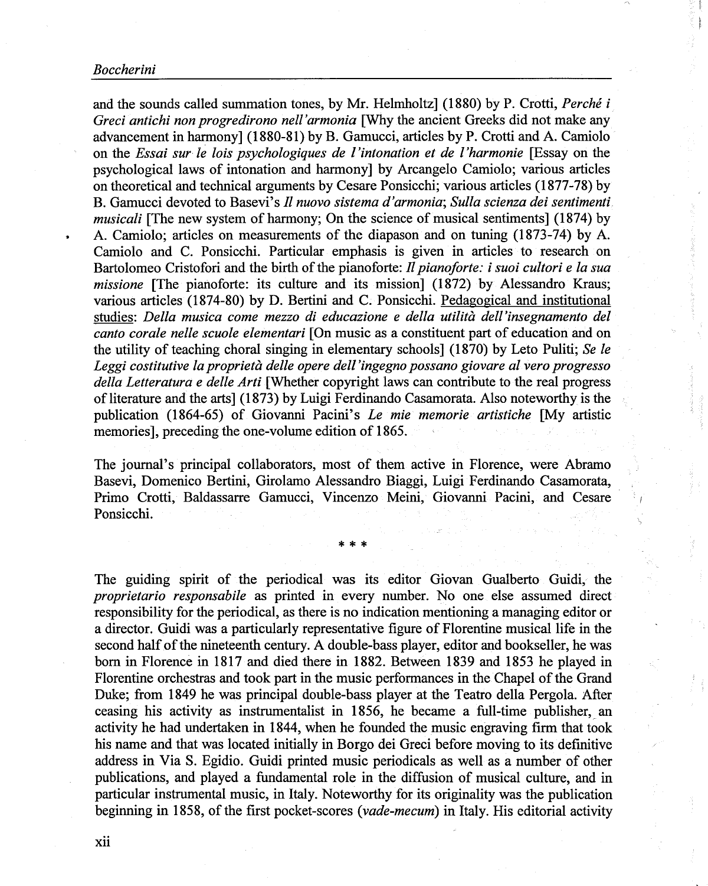and the sounds called summation tones, by Mr. Helmholtz] (1880) by P. Crotti, *Perché i Greci antichi non progredirono nell'armonia* [Why the ancient Greeks did not make any advancement in harmony] (1880-81) by B. Gamucci, articles by P. Crotti and A. Camiolo on the *Essai sur le lois psychologiques de l'intonation et de l'harmonie* [Essay on the psychological laws of intonation and harmony] by Arcangelo Camiolo; various articles on theoretical and technical arguments by Cesare Ponsicchi; various articles (1877-78) by B. Gamucci devoted to Basevi's *Il nuovo sistema d'armonia*; *Sulla scienza dei sentimenti musicali* [The new system of harmony; On the science of musical sentiments] (1874) by A. Camiolo; articles on measurements of the diapason and on tuning (1873-74) by A. Camiolo and C. Ponsicchi. Particular emphasis is given in articles to research on Bartolomeo Cristofori and the birth of the pianoforte: *Il pianoforte: i suoi cultori e la sua missione* [The pianoforte: its culture and its mission] (1872) by Alessandro Kraus; various articles (1874-80) by D. Bertini and C. Ponsicchi. <u>Pedagogical and institutional studies</u>: *Della musica come mezzo di educazione e della utilità dell'insegnamento del canto corale nelle scuole elementari* [On music as a constituent part of education and on the utility of teaching choral singing in elementary schools] (1870) by Leto Puliti; *Se le Leggi costitutive la proprietà delle opere dell'ingegno possano giovare al vero progresso della Letteratura e delle Arti* [Whether copyright laws can contribute to the real progress of literature and the arts] (1873) by Luigi Ferdinando Casamorata. Also noteworthy is the publication (1864-65) of Giovanni Pacini's *Le mie memorie artistiche* [My artistic memories], preceding the one-volume edition of 1865.

The journal's principal collaborators, most of them active in Florence, were Abramo Basevi, Domenico Bertini, Girolamo Alessandro Biaggi, Luigi Ferdinando Casamorata, Primo Crotti, Baldassarre Gamucci, Vincenzo Meini, Giovanni Pacini, and Cesare Ponsicchi.

\* \* \*

The guiding spirit of the periodical was its editor Giovan Gualberto Guidi, the *proprietario responsabile* as printed in every number. No one else assumed direct responsibility for the periodical, as there is no indication mentioning a managing editor or a director. Guidi was a particularly representative figure of Florentine musical life in the second half of the nineteenth century. A double-bass player, editor and bookseller, he was born in Florence in 1817 and died there in 1882. Between 1839 and 1853 he played in Florentine orchestras and took part in the music performances in the Chapel of the Grand Duke; from 1849 he was principal double-bass player at the Teatro della Pergola. After ceasing his activity as instrumentalist in 1856, he became a full-time publisher, an activity he had undertaken in 1844, when he founded the music engraving firm that took his name and that was located initially in Borgo dei Greci before moving to its definitive address in Via S. Egidio. Guidi printed music periodicals as well as a number of other publications, and played a fundamental role in the diffusion of musical culture, and in particular instrumental music, in Italy. Noteworthy for its originality was the publication beginning in 1858, of the first pocket-scores (*vade-mecum*) in Italy. His editorial activity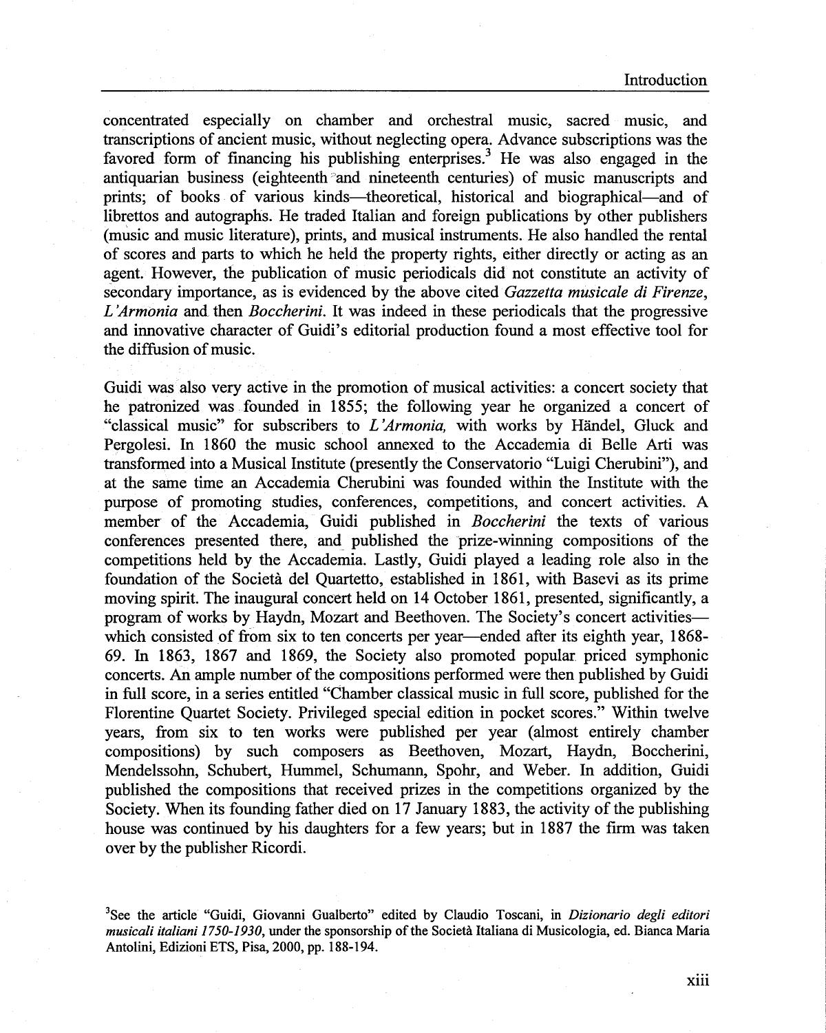concentrated especially on chamber and orchestral music, sacred music, and transcriptions of ancient music, without neglecting opera. Advance subscriptions was the favored form of financing his publishing enterprises.[3] He was also engaged in the antiquarian business (eighteenth and nineteenth centuries) of music manuscripts and prints; of books of various kinds—theoretical, historical and biographical—and of librettos and autographs. He traded Italian and foreign publications by other publishers (music and music literature), prints, and musical instruments. He also handled the rental of scores and parts to which he held the property rights, either directly or acting as an agent. However, the publication of music periodicals did not constitute an activity of secondary importance, as is evidenced by the above cited *Gazzetta musicale di Firenze*, *L'Armonia* and then *Boccherini*. It was indeed in these periodicals that the progressive and innovative character of Guidi's editorial production found a most effective tool for the diffusion of music.

Guidi was also very active in the promotion of musical activities: a concert society that he patronized was founded in 1855; the following year he organized a concert of "classical music" for subscribers to *L'Armonia,* with works by Händel, Gluck and Pergolesi. In 1860 the music school annexed to the Accademia di Belle Arti was transformed into a Musical Institute (presently the Conservatorio "Luigi Cherubini"), and at the same time an Accademia Cherubini was founded within the Institute with the purpose of promoting studies, conferences, competitions, and concert activities. A member of the Accademia, Guidi published in *Boccherini* the texts of various conferences presented there, and published the prize-winning compositions of the competitions held by the Accademia. Lastly, Guidi played a leading role also in the foundation of the Società del Quartetto, established in 1861, with Basevi as its prime moving spirit. The inaugural concert held on 14 October 1861, presented, significantly, a program of works by Haydn, Mozart and Beethoven. The Society's concert activities—which consisted of from six to ten concerts per year—ended after its eighth year, 1868-69. In 1863, 1867 and 1869, the Society also promoted popular priced symphonic concerts. An ample number of the compositions performed were then published by Guidi in full score, in a series entitled "Chamber classical music in full score, published for the Florentine Quartet Society. Privileged special edition in pocket scores." Within twelve years, from six to ten works were published per year (almost entirely chamber compositions) by such composers as Beethoven, Mozart, Haydn, Boccherini, Mendelssohn, Schubert, Hummel, Schumann, Spohr, and Weber. In addition, Guidi published the compositions that received prizes in the competitions organized by the Society. When its founding father died on 17 January 1883, the activity of the publishing house was continued by his daughters for a few years; but in 1887 the firm was taken over by the publisher Ricordi.

[3] See the article "Guidi, Giovanni Gualberto" edited by Claudio Toscani, in *Dizionario degli editori musicali italiani 1750-1930*, under the sponsorship of the Società Italiana di Musicologia, ed. Bianca Maria Antolini, Edizioni ETS, Pisa, 2000, pp. 188-194.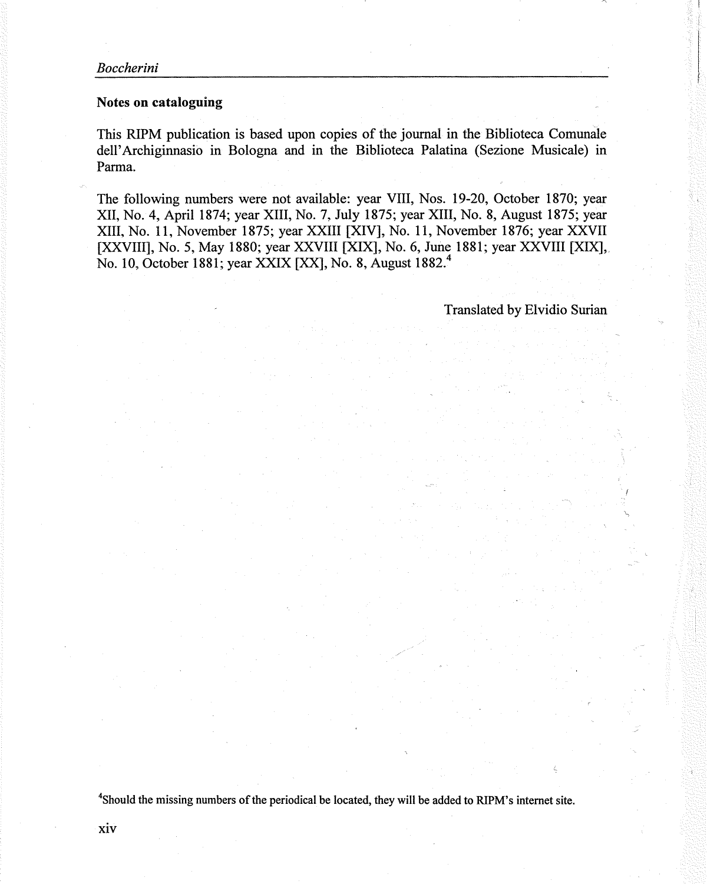## Notes on cataloguing

This RIPM publication is based upon copies of the journal in the Biblioteca Comunale dell'Archiginnasio in Bologna and in the Biblioteca Palatina (Sezione Musicale) in Parma.

The following numbers were not available: year VIII, Nos. 19-20, October 1870; year XII, No. 4, April 1874; year XIII, No. 7, July 1875; year XIII, No. 8, August 1875; year XIII, No. 11, November 1875; year XXIII [XIV], No. 11, November 1876; year XXVII [XXVIII], No. 5, May 1880; year XXVIII [XIX], No. 6, June 1881; year XXVIII [XIX], No. 10, October 1881; year XXIX [XX], No. 8, August 1882.[4]

Translated by Elvidio Surian

[4]Should the missing numbers of the periodical be located, they will be added to RIPM's internet site.